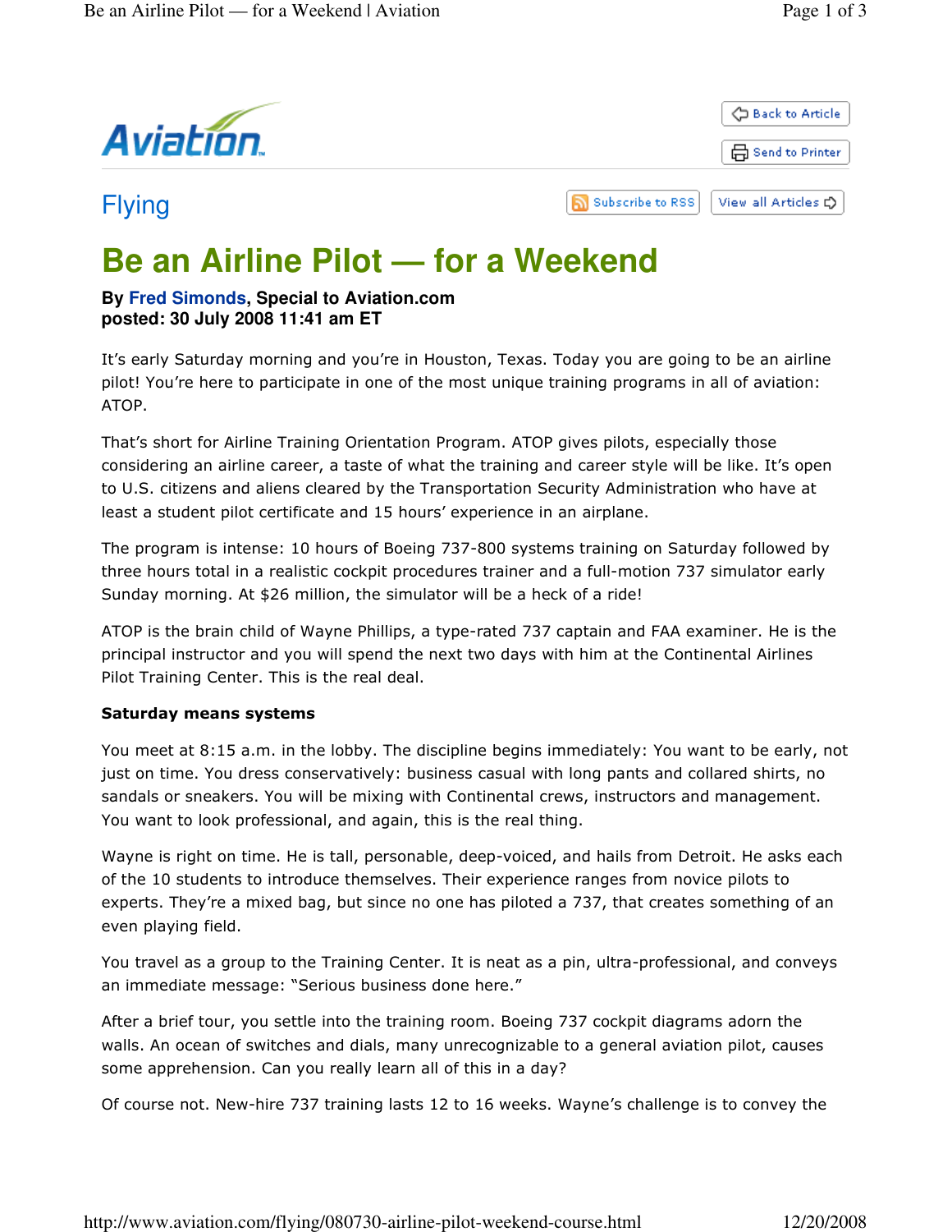Aviation

Flying

# Be an Airline Pilot — for a Weekend

**By Fred Simonds, Special to Aviation.com**
**posted: 30 July 2008 11:41 am ET**

It's early Saturday morning and you're in Houston, Texas. Today you are going to be an airline pilot! You're here to participate in one of the most unique training programs in all of aviation: ATOP.

That's short for Airline Training Orientation Program. ATOP gives pilots, especially those considering an airline career, a taste of what the training and career style will be like. It's open to U.S. citizens and aliens cleared by the Transportation Security Administration who have at least a student pilot certificate and 15 hours' experience in an airplane.

The program is intense: 10 hours of Boeing 737-800 systems training on Saturday followed by three hours total in a realistic cockpit procedures trainer and a full-motion 737 simulator early Sunday morning. At $26 million, the simulator will be a heck of a ride!

ATOP is the brain child of Wayne Phillips, a type-rated 737 captain and FAA examiner. He is the principal instructor and you will spend the next two days with him at the Continental Airlines Pilot Training Center. This is the real deal.

**Saturday means systems**

You meet at 8:15 a.m. in the lobby. The discipline begins immediately: You want to be early, not just on time. You dress conservatively: business casual with long pants and collared shirts, no sandals or sneakers. You will be mixing with Continental crews, instructors and management. You want to look professional, and again, this is the real thing.

Wayne is right on time. He is tall, personable, deep-voiced, and hails from Detroit. He asks each of the 10 students to introduce themselves. Their experience ranges from novice pilots to experts. They're a mixed bag, but since no one has piloted a 737, that creates something of an even playing field.

You travel as a group to the Training Center. It is neat as a pin, ultra-professional, and conveys an immediate message: "Serious business done here."

After a brief tour, you settle into the training room. Boeing 737 cockpit diagrams adorn the walls. An ocean of switches and dials, many unrecognizable to a general aviation pilot, causes some apprehension. Can you really learn all of this in a day?

Of course not. New-hire 737 training lasts 12 to 16 weeks. Wayne's challenge is to convey the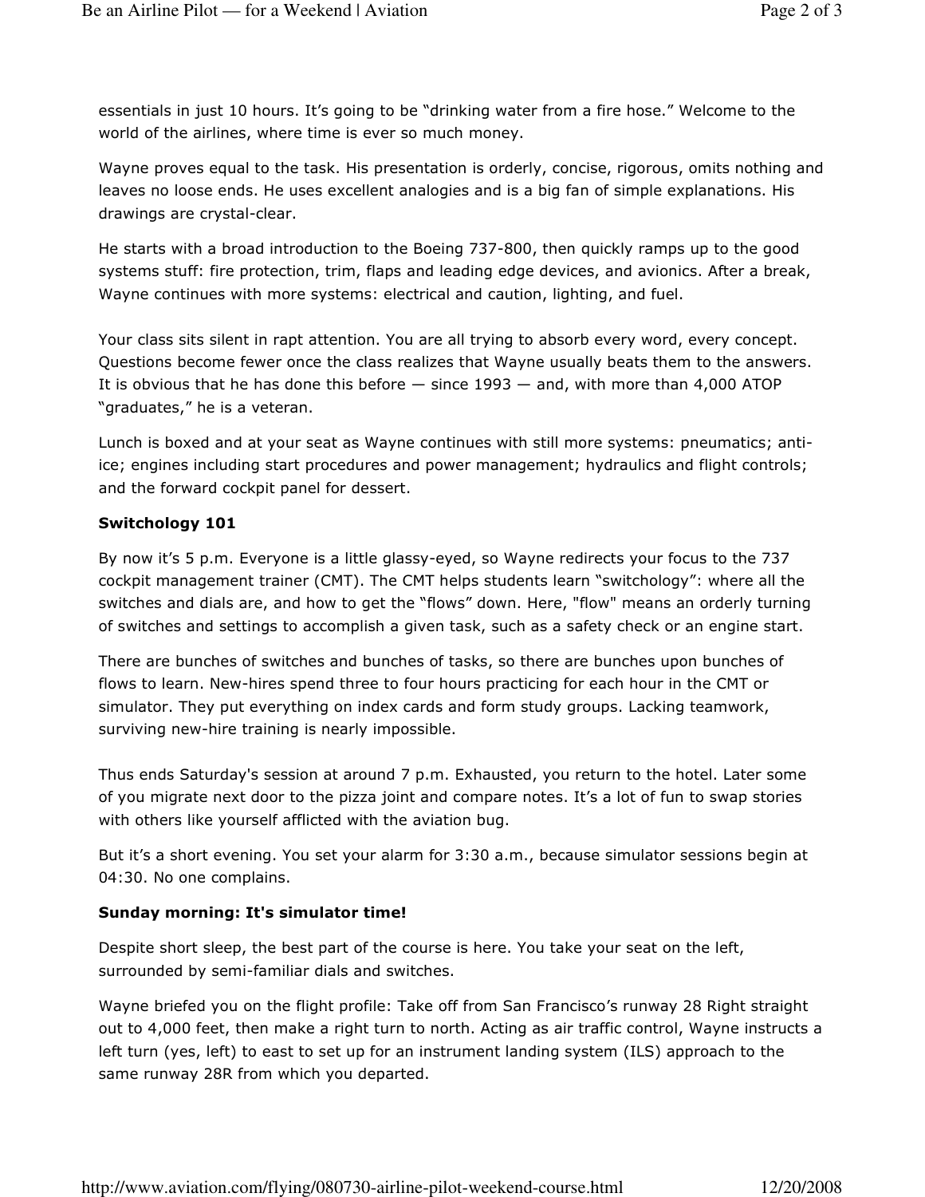essentials in just 10 hours. It's going to be "drinking water from a fire hose." Welcome to the world of the airlines, where time is ever so much money.

Wayne proves equal to the task. His presentation is orderly, concise, rigorous, omits nothing and leaves no loose ends. He uses excellent analogies and is a big fan of simple explanations. His drawings are crystal-clear.

He starts with a broad introduction to the Boeing 737-800, then quickly ramps up to the good systems stuff: fire protection, trim, flaps and leading edge devices, and avionics. After a break, Wayne continues with more systems: electrical and caution, lighting, and fuel.

Your class sits silent in rapt attention. You are all trying to absorb every word, every concept. Questions become fewer once the class realizes that Wayne usually beats them to the answers. It is obvious that he has done this before — since 1993 — and, with more than 4,000 ATOP "graduates," he is a veteran.

Lunch is boxed and at your seat as Wayne continues with still more systems: pneumatics; anti-ice; engines including start procedures and power management; hydraulics and flight controls; and the forward cockpit panel for dessert.

**Switchology 101**

By now it's 5 p.m. Everyone is a little glassy-eyed, so Wayne redirects your focus to the 737 cockpit management trainer (CMT). The CMT helps students learn "switchology": where all the switches and dials are, and how to get the "flows" down. Here, "flow" means an orderly turning of switches and settings to accomplish a given task, such as a safety check or an engine start.

There are bunches of switches and bunches of tasks, so there are bunches upon bunches of flows to learn. New-hires spend three to four hours practicing for each hour in the CMT or simulator. They put everything on index cards and form study groups. Lacking teamwork, surviving new-hire training is nearly impossible.

Thus ends Saturday's session at around 7 p.m. Exhausted, you return to the hotel. Later some of you migrate next door to the pizza joint and compare notes. It's a lot of fun to swap stories with others like yourself afflicted with the aviation bug.

But it's a short evening. You set your alarm for 3:30 a.m., because simulator sessions begin at 04:30. No one complains.

**Sunday morning: It's simulator time!**

Despite short sleep, the best part of the course is here. You take your seat on the left, surrounded by semi-familiar dials and switches.

Wayne briefed you on the flight profile: Take off from San Francisco's runway 28 Right straight out to 4,000 feet, then make a right turn to north. Acting as air traffic control, Wayne instructs a left turn (yes, left) to east to set up for an instrument landing system (ILS) approach to the same runway 28R from which you departed.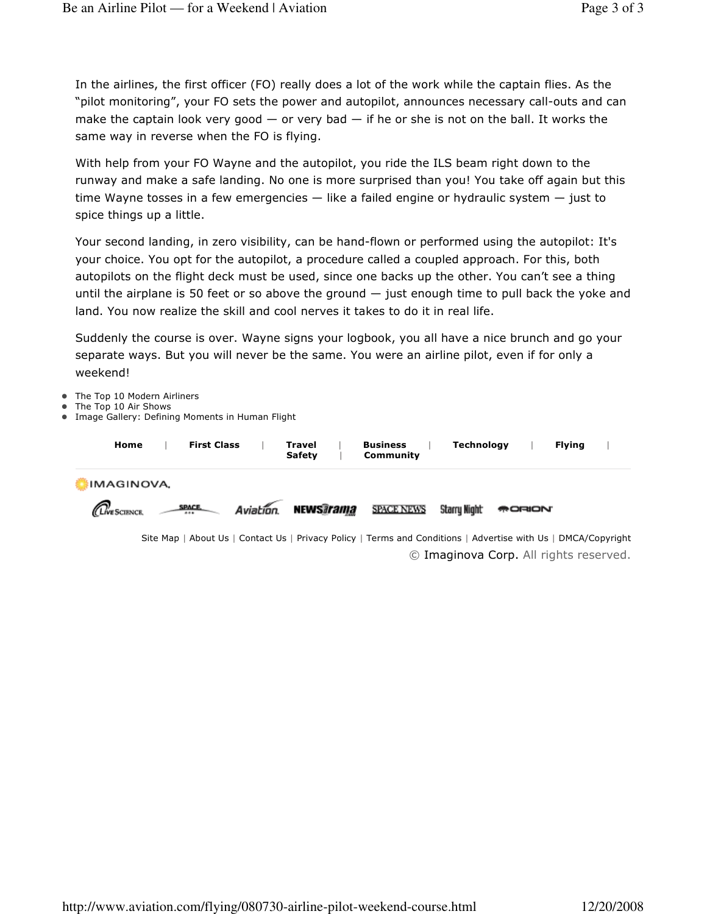In the airlines, the first officer (FO) really does a lot of the work while the captain flies. As the "pilot monitoring", your FO sets the power and autopilot, announces necessary call-outs and can make the captain look very good — or very bad — if he or she is not on the ball. It works the same way in reverse when the FO is flying.

With help from your FO Wayne and the autopilot, you ride the ILS beam right down to the runway and make a safe landing. No one is more surprised than you! You take off again but this time Wayne tosses in a few emergencies — like a failed engine or hydraulic system — just to spice things up a little.

Your second landing, in zero visibility, can be hand-flown or performed using the autopilot: It's your choice. You opt for the autopilot, a procedure called a coupled approach. For this, both autopilots on the flight deck must be used, since one backs up the other. You can't see a thing until the airplane is 50 feet or so above the ground — just enough time to pull back the yoke and land. You now realize the skill and cool nerves it takes to do it in real life.

Suddenly the course is over. Wayne signs your logbook, you all have a nice brunch and go your separate ways. But you will never be the same. You were an airline pilot, even if for only a weekend!

- The Top 10 Modern Airliners
- The Top 10 Air Shows
- Image Gallery: Defining Moments in Human Flight

**Home** | **First Class** | **Travel Safety** | **Business Community** | **Technology** | **Flying** |

IMAGINOVA

Live Science | Space.com | Aviation | Newsarama | Space News | Starry Night | Orion

Site Map | About Us | Contact Us | Privacy Policy | Terms and Conditions | Advertise with Us | DMCA/Copyright

© Imaginova Corp. All rights reserved.